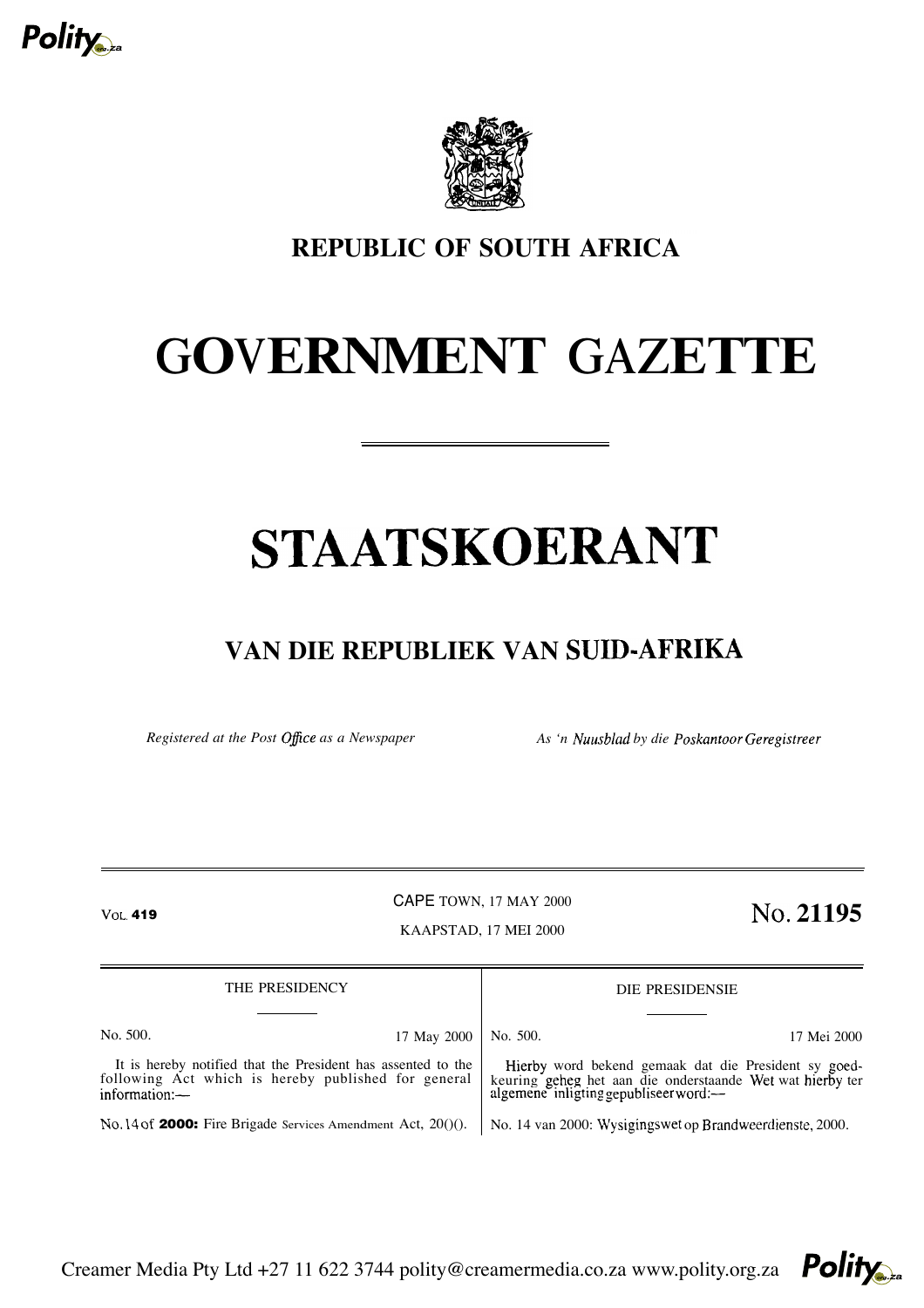# REPUBLIC OF SOUTH AFRICA

# GOVERNMENT GAZETTE

# STAATSKOERANT

## VAN DIE REPUBLIEK VAN SUID-AFRIKA

*Registered at the Post Office as a Newspaper*

*As 'n Nuusblad by die Poskantoor Geregistreer*

VOL. **419**

CAPE TOWN, 17 MAY 2000

KAAPSTAD, 17 MEI 2000

**No. 21195**

THE PRESIDENCY

No. 500. 17 May 2000

It is hereby notified that the President has assented to the following Act which is hereby published for general information:—

No. 14 of **2000:** Fire Brigade Services Amendment Act, 20()().

DIE PRESIDENSIE

No. 500. 17 Mei 2000

Hierby word bekend gemaak dat die President sy goedkeuring geheg het aan die onderstaande Wet wat hierby ter algemene inligting gepubliseer word:—

No. 14 van 2000: Wysigingswet op Brandweerdienste, 2000.

Creamer Media Pty Ltd +27 11 622 3744 polity@creamermedia.co.za www.polity.org.za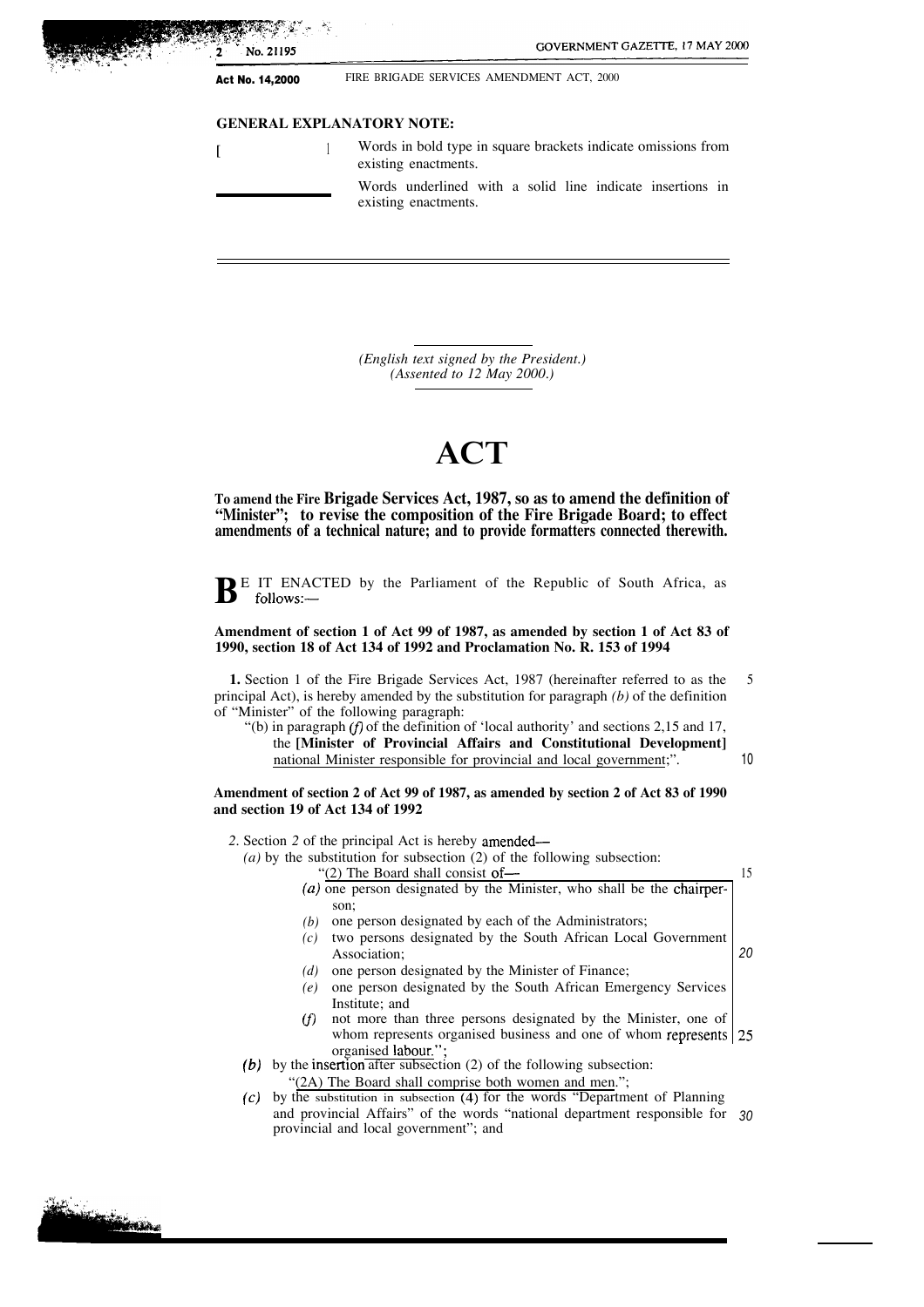Act No. 14,2000 FIRE BRIGADE SERVICES AMENDMENT ACT, 2000

**GENERAL EXPLANATORY NOTE:**

[ ] Words in bold type in square brackets indicate omissions from existing enactments.

\_\_\_\_\_ Words underlined with a solid line indicate insertions in existing enactments.

*(English text signed by the President.)*
*(Assented to 12 May 2000.)*

# ACT

**To amend the Fire Brigade Services Act, 1987, so as to amend the definition of "Minister"; to revise the composition of the Fire Brigade Board; to effect amendments of a technical nature; and to provide formatters connected therewith.**

BE IT ENACTED by the Parliament of the Republic of South Africa, as follows:—

**Amendment of section 1 of Act 99 of 1987, as amended by section 1 of Act 83 of 1990, section 18 of Act 134 of 1992 and Proclamation No. R. 153 of 1994**

**1.** Section 1 of the Fire Brigade Services Act, 1987 (hereinafter referred to as the principal Act), is hereby amended by the substitution for paragraph *(b)* of the definition of "Minister" of the following paragraph:

"(b) in paragraph *(f)* of the definition of 'local authority' and sections 2,15 and 17, the **[Minister of Provincial Affairs and Constitutional Development]** <u>national Minister responsible for provincial and local government</u>;".

**Amendment of section 2 of Act 99 of 1987, as amended by section 2 of Act 83 of 1990 and section 19 of Act 134 of 1992**

*2.* Section *2* of the principal Act is hereby amended—

*(a)* by the substitution for subsection (2) of the following subsection:

"(2) The Board shall consist of—

*(a)* one person designated by the Minister, who shall be the chairperson;

*(b)* one person designated by each of the Administrators;

*(c)* two persons designated by the South African Local Government Association;

*(d)* one person designated by the Minister of Finance;

*(e)* one person designated by the South African Emergency Services Institute; and

*(f)* not more than three persons designated by the Minister, one of whom represents organised business and one of whom represents organised labour.";

*(b)* by the insertion after subsection (2) of the following subsection:

"<u>(2A) The Board shall comprise both women and men.</u>";

*(c)* by the substitution in subsection (4) for the words "Department of Planning and provincial Affairs" of the words "national department responsible for provincial and local government"; and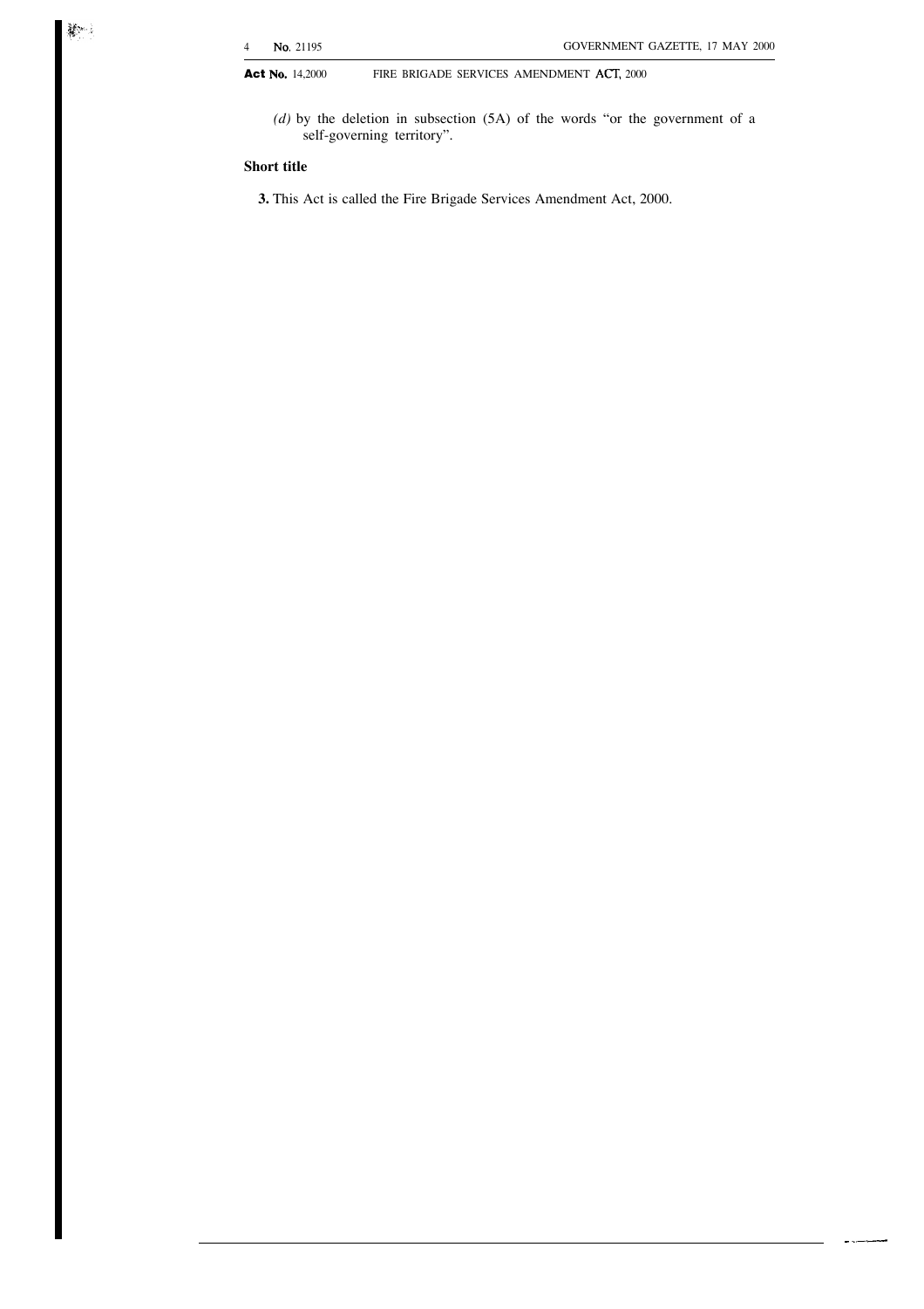*(d)* by the deletion in subsection (5A) of the words "or the government of a self-governing territory".

**Short title**

**3.** This Act is called the Fire Brigade Services Amendment Act, 2000.